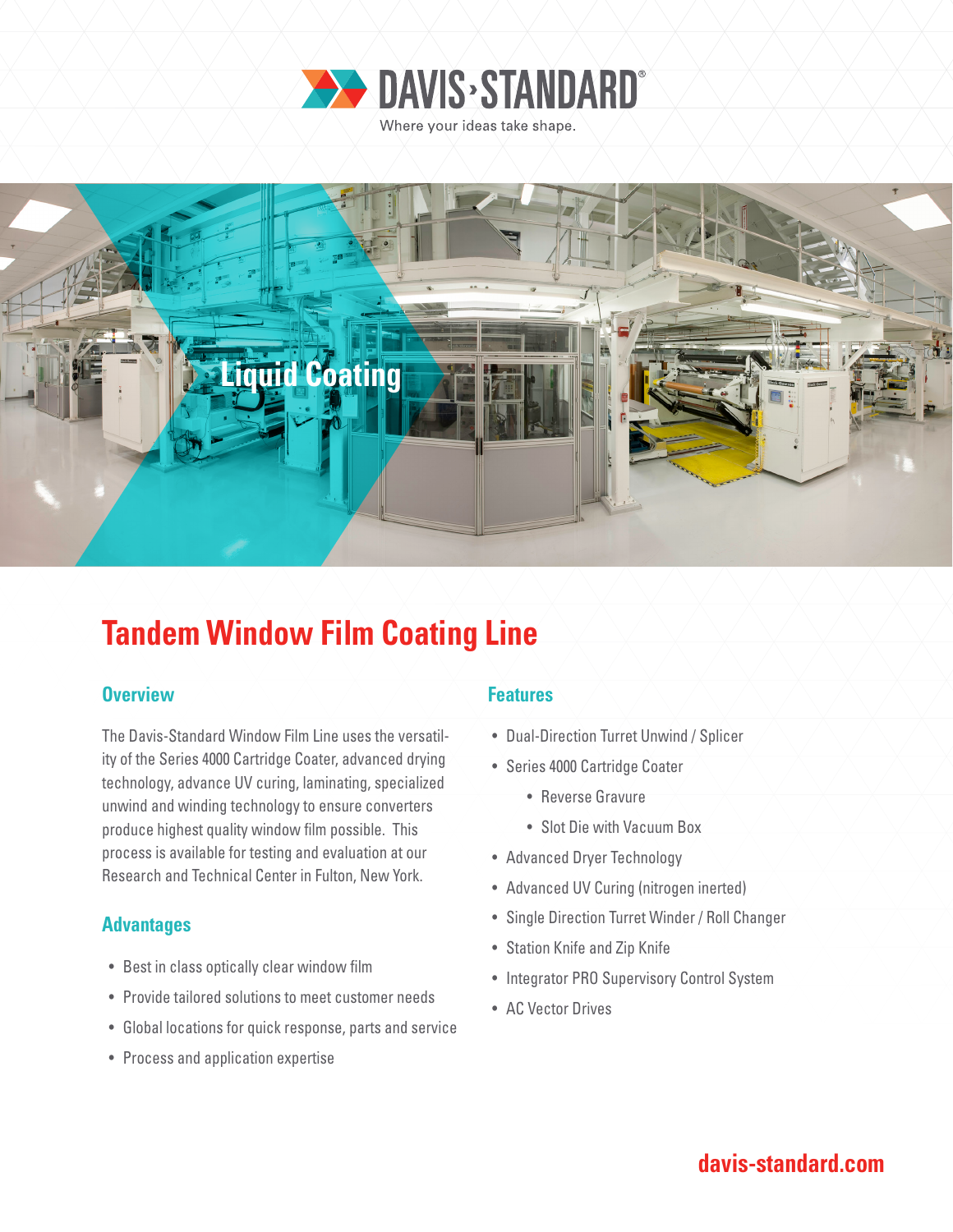DAVIS·STANDARD®

Where your ideas take shape.

Liquid Coating

# Tandem Window Film Coating Line

## Overview

The Davis-Standard Window Film Line uses the versatility of the Series 4000 Cartridge Coater, advanced drying technology, advance UV curing, laminating, specialized unwind and winding technology to ensure converters produce highest quality window film possible. This process is available for testing and evaluation at our Research and Technical Center in Fulton, New York.

## Advantages

- Best in class optically clear window film
- Provide tailored solutions to meet customer needs
- Global locations for quick response, parts and service
- Process and application expertise

## Features

- Dual-Direction Turret Unwind / Splicer
- Series 4000 Cartridge Coater
    - Reverse Gravure
    - Slot Die with Vacuum Box
- Advanced Dryer Technology
- Advanced UV Curing (nitrogen inerted)
- Single Direction Turret Winder / Roll Changer
- Station Knife and Zip Knife
- Integrator PRO Supervisory Control System
- AC Vector Drives

davis-standard.com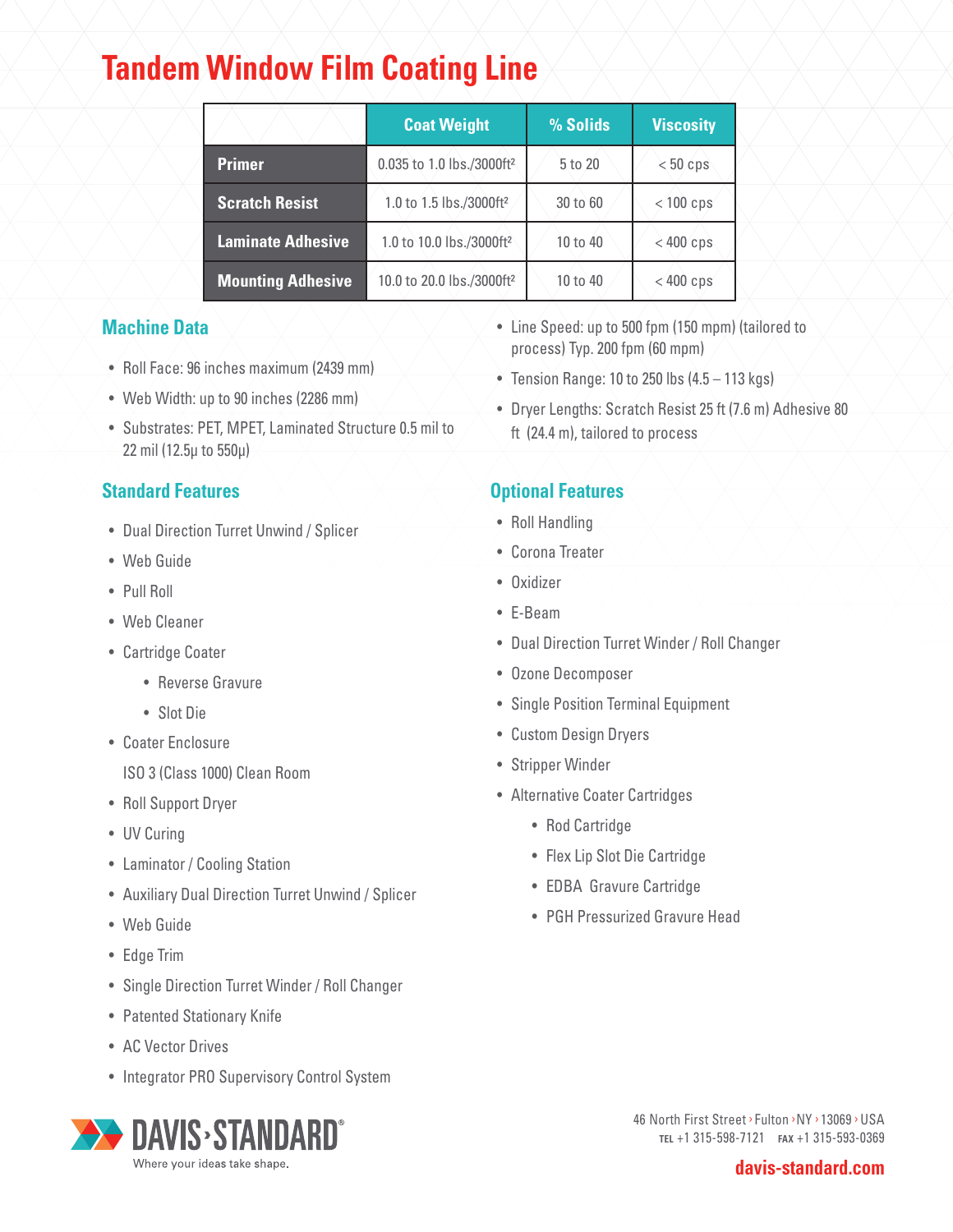# Tandem Window Film Coating Line

| | Coat Weight | % Solids | Viscosity |
|---|---|---|---|
| **Primer** | 0.035 to 1.0 lbs./3000ft² | 5 to 20 | < 50 cps |
| **Scratch Resist** | 1.0 to 1.5 lbs./3000ft² | 30 to 60 | < 100 cps |
| **Laminate Adhesive** | 1.0 to 10.0 lbs./3000ft² | 10 to 40 | < 400 cps |
| **Mounting Adhesive** | 10.0 to 20.0 lbs./3000ft² | 10 to 40 | < 400 cps |

## Machine Data

- Roll Face: 96 inches maximum (2439 mm)
- Web Width: up to 90 inches (2286 mm)
- Substrates: PET, MPET, Laminated Structure 0.5 mil to 22 mil (12.5μ to 550μ)
- Line Speed: up to 500 fpm (150 mpm) (tailored to process) Typ. 200 fpm (60 mpm)
- Tension Range: 10 to 250 lbs (4.5 – 113 kgs)
- Dryer Lengths: Scratch Resist 25 ft (7.6 m) Adhesive 80 ft (24.4 m), tailored to process

## Standard Features

- Dual Direction Turret Unwind / Splicer
- Web Guide
- Pull Roll
- Web Cleaner
- Cartridge Coater
  - Reverse Gravure
  - Slot Die
- Coater Enclosure
  ISO 3 (Class 1000) Clean Room
- Roll Support Dryer
- UV Curing
- Laminator / Cooling Station
- Auxiliary Dual Direction Turret Unwind / Splicer
- Web Guide
- Edge Trim
- Single Direction Turret Winder / Roll Changer
- Patented Stationary Knife
- AC Vector Drives
- Integrator PRO Supervisory Control System

## Optional Features

- Roll Handling
- Corona Treater
- Oxidizer
- E-Beam
- Dual Direction Turret Winder / Roll Changer
- Ozone Decomposer
- Single Position Terminal Equipment
- Custom Design Dryers
- Stripper Winder
- Alternative Coater Cartridges
  - Rod Cartridge
  - Flex Lip Slot Die Cartridge
  - EDBA Gravure Cartridge
  - PGH Pressurized Gravure Head

DAVIS-STANDARD®
Where your ideas take shape.

46 North First Street › Fulton › NY › 13069 › USA
TEL +1 315-598-7121 FAX +1 315-593-0369

davis-standard.com